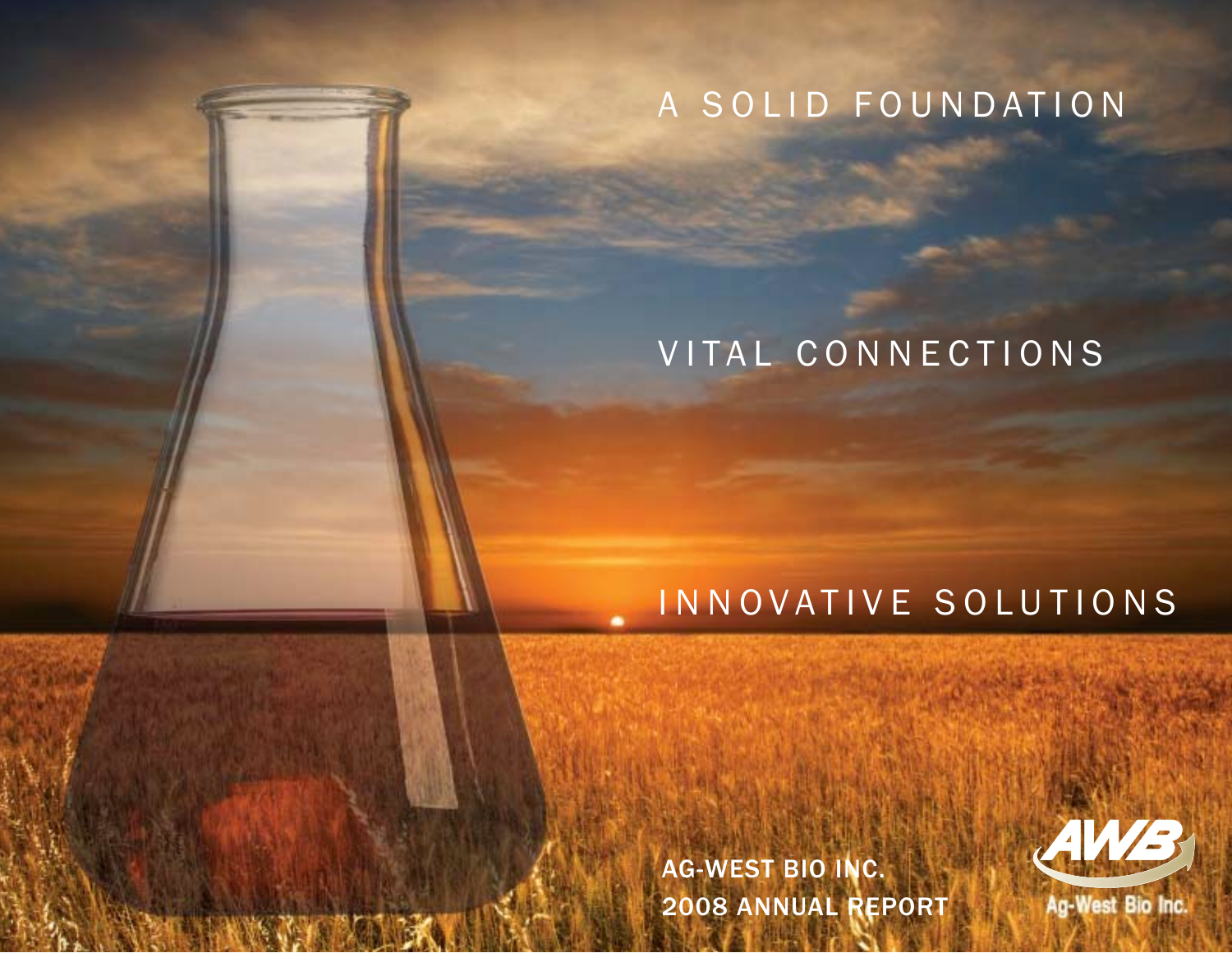# A SOLID FOUNDATION

# VITAL CONNECTIONS

# INNOVATIVE SOLUTIONS

**AG-WEST BIO INC.**
**2008 ANNUAL REPORT**

AWB
Ag-West Bio Inc.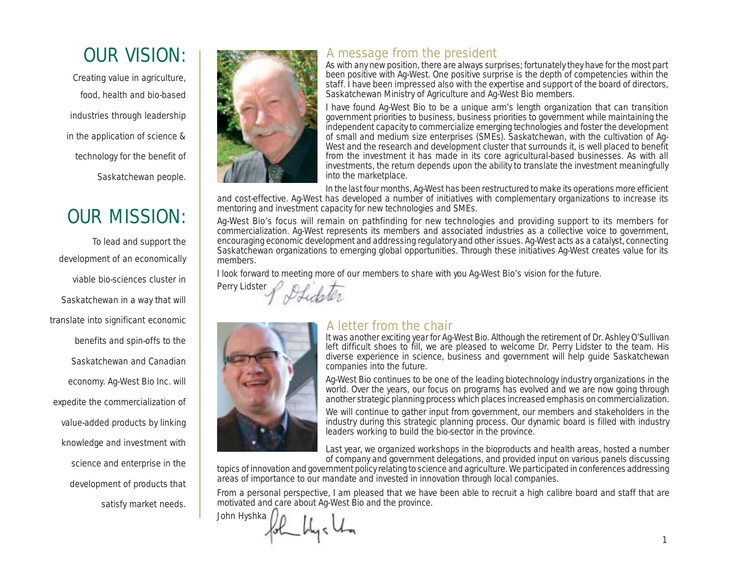# OUR VISION:

Creating value in agriculture, food, health and bio-based industries through leadership in the application of science & technology for the benefit of Saskatchewan people.

# OUR MISSION:

To lead and support the development of an economically viable bio-sciences cluster in Saskatchewan in a way that will translate into significant economic benefits and spin-offs to the Saskatchewan and Canadian economy. Ag-West Bio Inc. will expedite the commercialization of value-added products by linking knowledge and investment with science and enterprise in the development of products that satisfy market needs.

## A message from the president

As with any new position, there are always surprises; fortunately they have for the most part been positive with Ag-West. One positive surprise is the depth of competencies within the staff. I have been impressed also with the expertise and support of the board of directors, Saskatchewan Ministry of Agriculture and Ag-West Bio members.

I have found Ag-West Bio to be a unique arm's length organization that can transition government priorities to business, business priorities to government while maintaining the independent capacity to commercialize emerging technologies and foster the development of small and medium size enterprises (SMEs). Saskatchewan, with the cultivation of Ag-West and the research and development cluster that surrounds it, is well placed to benefit from the investment it has made in its core agricultural-based businesses. As with all investments, the return depends upon the ability to translate the investment meaningfully into the marketplace.

In the last four months, Ag-West has been restructured to make its operations more efficient and cost-effective. Ag-West has developed a number of initiatives with complementary organizations to increase its mentoring and investment capacity for new technologies and SMEs.

Ag-West Bio's focus will remain on pathfinding for new technologies and providing support to its members for commercialization. Ag-West represents its members and associated industries as a collective voice to government, encouraging economic development and addressing regulatory and other issues. Ag-West acts as a catalyst, connecting Saskatchewan organizations to emerging global opportunities. Through these initiatives Ag-West creates value for its members.

I look forward to meeting more of our members to share with you Ag-West Bio's vision for the future.

Perry Lidster

## A letter from the chair

It was another exciting year for Ag-West Bio. Although the retirement of Dr. Ashley O'Sullivan left difficult shoes to fill, we are pleased to welcome Dr. Perry Lidster to the team. His diverse experience in science, business and government will help guide Saskatchewan companies into the future.

Ag-West Bio continues to be one of the leading biotechnology industry organizations in the world. Over the years, our focus on programs has evolved and we are now going through another strategic planning process which places increased emphasis on commercialization.

We will continue to gather input from government, our members and stakeholders in the industry during this strategic planning process. Our dynamic board is filled with industry leaders working to build the bio-sector in the province.

Last year, we organized workshops in the bioproducts and health areas, hosted a number of company and government delegations, and provided input on various panels discussing topics of innovation and government policy relating to science and agriculture. We participated in conferences addressing areas of importance to our mandate and invested in innovation through local companies.

From a personal perspective, I am pleased that we have been able to recruit a high calibre board and staff that are motivated and care about Ag-West Bio and the province.

John Hyshka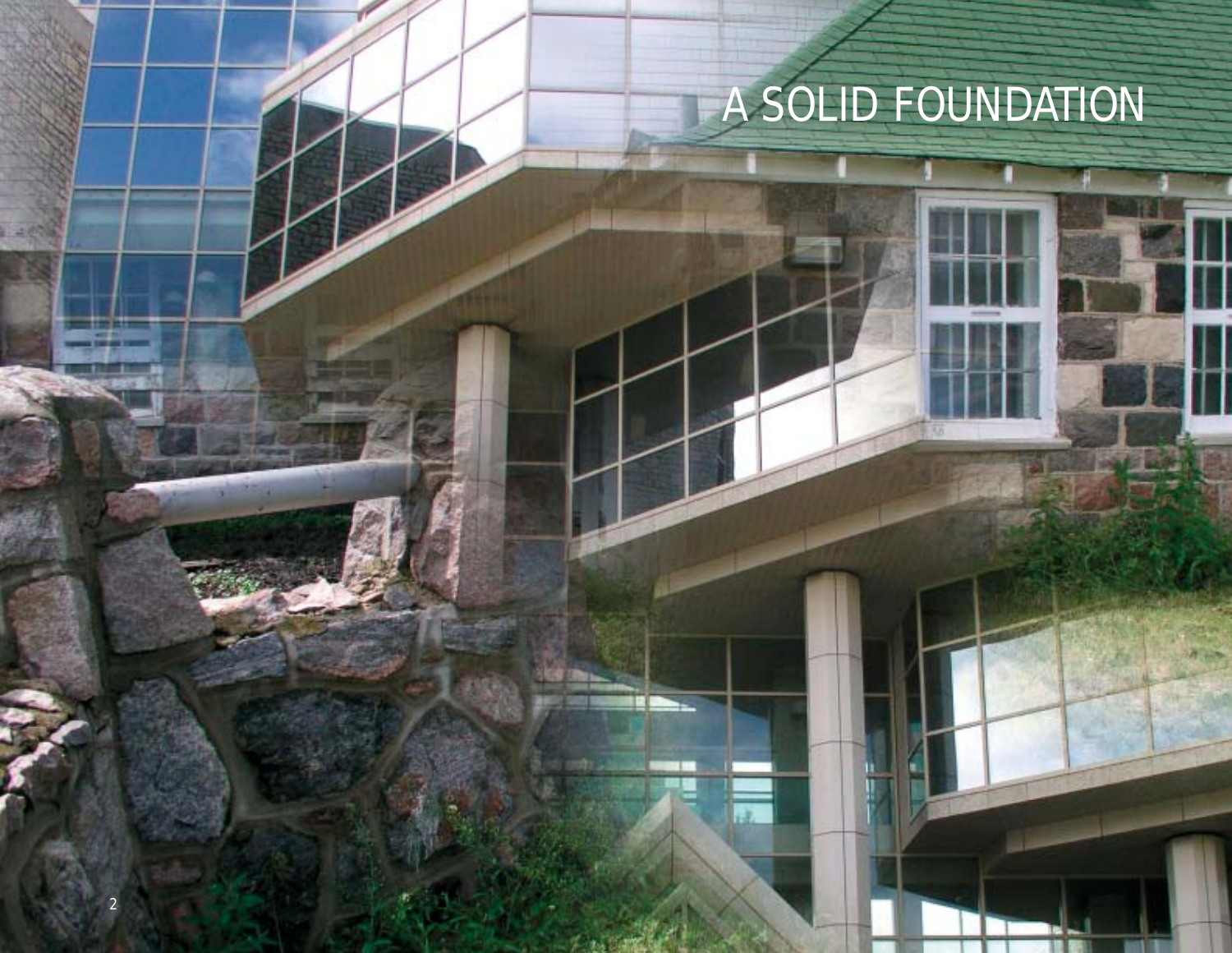# A SOLID FOUNDATION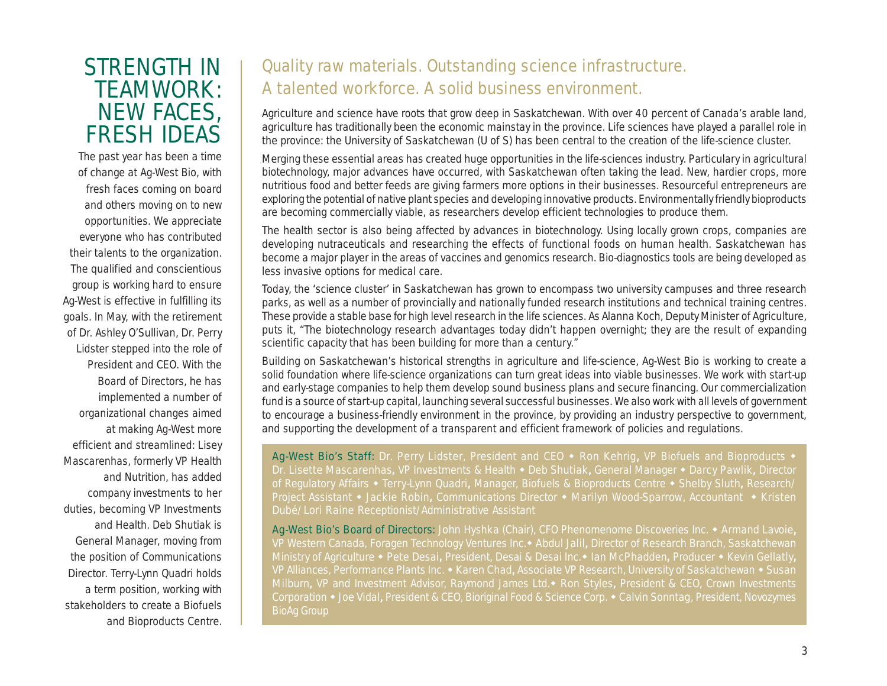# STRENGTH IN TEAMWORK: NEW FACES, FRESH IDEAS

The past year has been a time of change at Ag-West Bio, with fresh faces coming on board and others moving on to new opportunities. We appreciate everyone who has contributed their talents to the organization. The qualified and conscientious group is working hard to ensure Ag-West is effective in fulfilling its goals. In May, with the retirement of Dr. Ashley O'Sullivan, Dr. Perry Lidster stepped into the role of President and CEO. With the Board of Directors, he has implemented a number of organizational changes aimed at making Ag-West more efficient and streamlined: Lisey Mascarenhas, formerly VP Health and Nutrition, has added company investments to her duties, becoming VP Investments and Health. Deb Shutiak is General Manager, moving from the position of Communications Director. Terry-Lynn Quadri holds a term position, working with stakeholders to create a Biofuels and Bioproducts Centre.

## Quality raw materials. Outstanding science infrastructure. A talented workforce. A solid business environment.

Agriculture and science have roots that grow deep in Saskatchewan. With over 40 percent of Canada's arable land, agriculture has traditionally been the economic mainstay in the province. Life sciences have played a parallel role in the province: the University of Saskatchewan (U of S) has been central to the creation of the life-science cluster.

Merging these essential areas has created huge opportunities in the life-sciences industry. Particulary in agricultural biotechnology, major advances have occurred, with Saskatchewan often taking the lead. New, hardier crops, more nutritious food and better feeds are giving farmers more options in their businesses. Resourceful entrepreneurs are exploring the potential of native plant species and developing innovative products. Environmentally friendly bioproducts are becoming commercially viable, as researchers develop efficient technologies to produce them.

The health sector is also being affected by advances in biotechnology. Using locally grown crops, companies are developing nutraceuticals and researching the effects of functional foods on human health. Saskatchewan has become a major player in the areas of vaccines and genomics research. Bio-diagnostics tools are being developed as less invasive options for medical care.

Today, the 'science cluster' in Saskatchewan has grown to encompass two university campuses and three research parks, as well as a number of provincially and nationally funded research institutions and technical training centres. These provide a stable base for high level research in the life sciences. As Alanna Koch, Deputy Minister of Agriculture, puts it, "The biotechnology research advantages today didn't happen overnight; they are the result of expanding scientific capacity that has been building for more than a century."

Building on Saskatchewan's historical strengths in agriculture and life-science, Ag-West Bio is working to create a solid foundation where life-science organizations can turn great ideas into viable businesses. We work with start-up and early-stage companies to help them develop sound business plans and secure financing. Our commercialization fund is a source of start-up capital, launching several successful businesses. We also work with all levels of government to encourage a business-friendly environment in the province, by providing an industry perspective to government, and supporting the development of a transparent and efficient framework of policies and regulations.

**Ag-West Bio's Staff:** Dr. Perry Lidster, President and CEO • Ron Kehrig, VP Biofuels and Bioproducts • Dr. Lisette Mascarenhas, VP Investments & Health • Deb Shutiak, General Manager • Darcy Pawlik, Director of Regulatory Affairs • Terry-Lynn Quadri, Manager, Biofuels & Bioproducts Centre • Shelby Sluth, Research/ Project Assistant • Jackie Robin, Communications Director • Marilyn Wood-Sparrow, Accountant • Kristen Dubé/ Lori Raine Receptionist/Administrative Assistant

**Ag-West Bio's Board of Directors:** John Hyshka (Chair), CFO Phenomenome Discoveries Inc. • Armand Lavoie, VP Western Canada, Foragen Technology Ventures Inc. • Abdul Jalil, Director of Research Branch, Saskatchewan Ministry of Agriculture • Pete Desai, President, Desai & Desai Inc. • Ian McPhadden, Producer • Kevin Gellatly, VP Alliances, Performance Plants Inc. • Karen Chad, Associate VP Research, University of Saskatchewan • Susan Milburn, VP and Investment Advisor, Raymond James Ltd. • Ron Styles, President & CEO, Crown Investments Corporation • Joe Vidal, President & CEO, Bioriginal Food & Science Corp. • Calvin Sonntag, President, Novozymes BioAg Group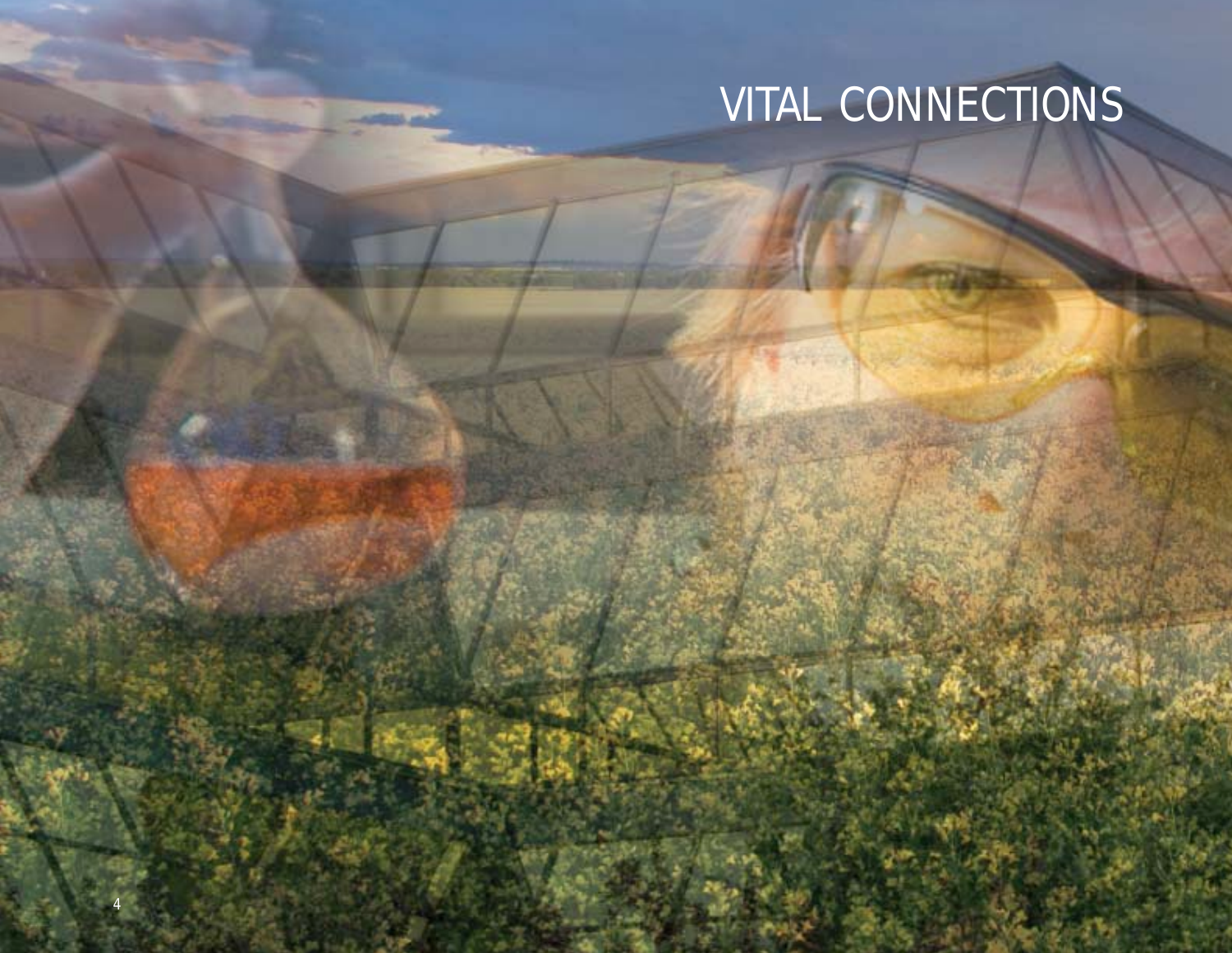# VITAL CONNECTIONS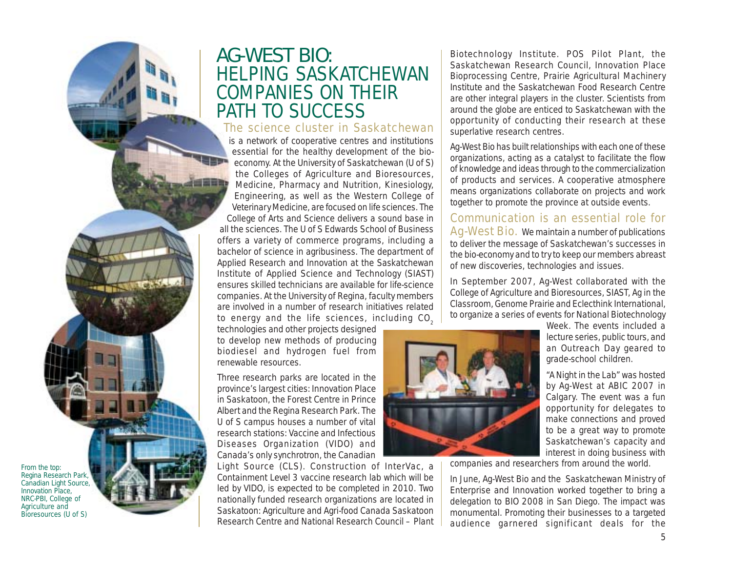# AG-WEST BIO: HELPING SASKATCHEWAN COMPANIES ON THEIR PATH TO SUCCESS

The science cluster in Saskatchewan is a network of cooperative centres and institutions essential for the healthy development of the bio-economy. At the University of Saskatchewan (U of S) the Colleges of Agriculture and Bioresources, Medicine, Pharmacy and Nutrition, Kinesiology, Engineering, as well as the Western College of Veterinary Medicine, are focused on life sciences. The College of Arts and Science delivers a sound base in all the sciences. The U of S Edwards School of Business offers a variety of commerce programs, including a bachelor of science in agribusiness. The department of Applied Research and Innovation at the Saskatchewan Institute of Applied Science and Technology (SIAST) ensures skilled technicians are available for life-science companies. At the University of Regina, faculty members are involved in a number of research initiatives related to energy and the life sciences, including $CO_2$ technologies and other projects designed to develop new methods of producing biodiesel and hydrogen fuel from renewable resources.

Three research parks are located in the province's largest cities: Innovation Place in Saskatoon, the Forest Centre in Prince Albert and the Regina Research Park. The U of S campus houses a number of vital research stations: Vaccine and Infectious Diseases Organization (VIDO) and Canada's only synchrotron, the Canadian Light Source (CLS). Construction of InterVac, a Containment Level 3 vaccine research lab which will be led by VIDO, is expected to be completed in 2010. Two nationally funded research organizations are located in Saskatoon: Agriculture and Agri-food Canada Saskatoon Research Centre and National Research Council – Plant Biotechnology Institute. POS Pilot Plant, the Saskatchewan Research Council, Innovation Place Bioprocessing Centre, Prairie Agricultural Machinery Institute and the Saskatchewan Food Research Centre are other integral players in the cluster. Scientists from around the globe are enticed to Saskatchewan with the opportunity of conducting their research at these superlative research centres.

Ag-West Bio has built relationships with each one of these organizations, acting as a catalyst to facilitate the flow of knowledge and ideas through to the commercialization of products and services. A cooperative atmosphere means organizations collaborate on projects and work together to promote the province at outside events.

From the top: Regina Research Park, Canadian Light Source, Innovation Place, NRC-PBI, College of Agriculture and Bioresources (U of S)

Communication is an essential role for Ag-West Bio. We maintain a number of publications to deliver the message of Saskatchewan's successes in the bio-economy and to try to keep our members abreast of new discoveries, technologies and issues.

In September 2007, Ag-West collaborated with the College of Agriculture and Bioresources, SIAST, Ag in the Classroom, Genome Prairie and Eclecthink International, to organize a series of events for National Biotechnology Week. The events included a lecture series, public tours, and an Outreach Day geared to grade-school children.

"A Night in the Lab" was hosted by Ag-West at ABIC 2007 in Calgary. The event was a fun opportunity for delegates to make connections and proved to be a great way to promote Saskatchewan's capacity and interest in doing business with companies and researchers from around the world.

In June, Ag-West Bio and the Saskatchewan Ministry of Enterprise and Innovation worked together to bring a delegation to BIO 2008 in San Diego. The impact was monumental. Promoting their businesses to a targeted audience garnered significant deals for the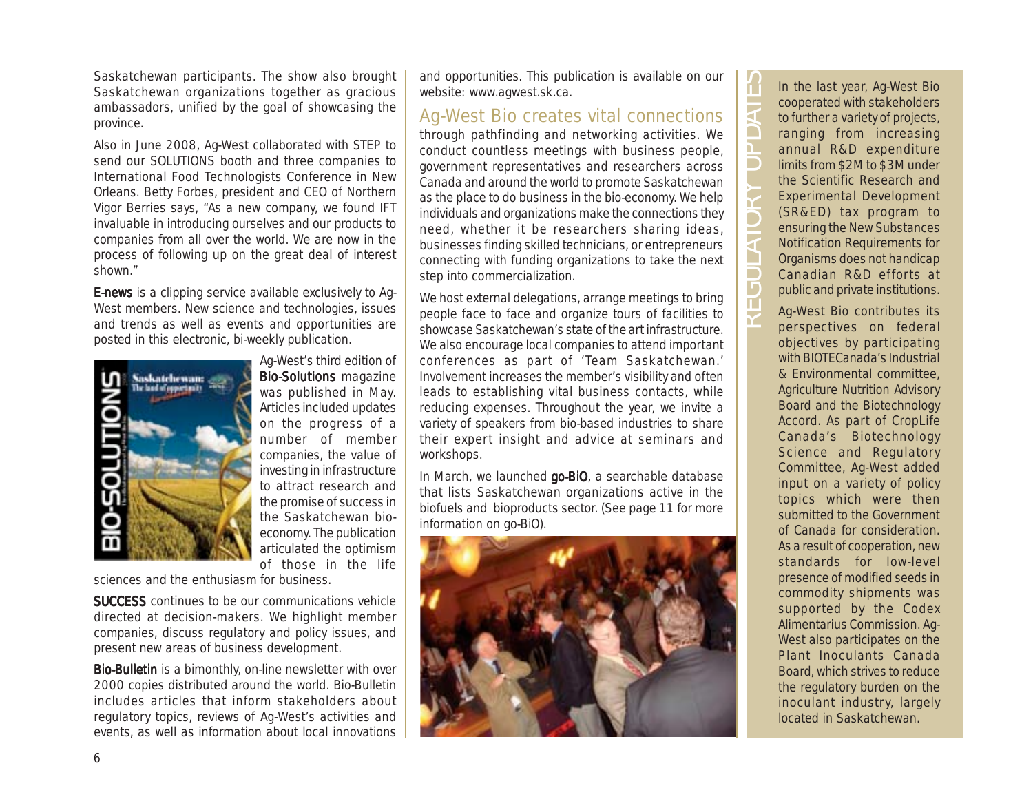Saskatchewan participants. The show also brought Saskatchewan organizations together as gracious ambassadors, unified by the goal of showcasing the province.

Also in June 2008, Ag-West collaborated with STEP to send our SOLUTIONS booth and three companies to International Food Technologists Conference in New Orleans. Betty Forbes, president and CEO of Northern Vigor Berries says, "As a new company, we found IFT invaluable in introducing ourselves and our products to companies from all over the world. We are now in the process of following up on the great deal of interest shown."

**E-news** is a clipping service available exclusively to Ag-West members. New science and technologies, issues and trends as well as events and opportunities are posted in this electronic, bi-weekly publication.

Ag-West's third edition of **Bio-Solutions** magazine was published in May. Articles included updates on the progress of a number of member companies, the value of investing in infrastructure to attract research and the promise of success in the Saskatchewan bio-economy. The publication articulated the optimism of those in the life sciences and the enthusiasm for business.

**SUCCESS** continues to be our communications vehicle directed at decision-makers. We highlight member companies, discuss regulatory and policy issues, and present new areas of business development.

**Bio-Bulletin** is a bimonthly, on-line newsletter with over 2000 copies distributed around the world. Bio-Bulletin includes articles that inform stakeholders about regulatory topics, reviews of Ag-West's activities and events, as well as information about local innovations and opportunities. This publication is available on our website: www.agwest.sk.ca.

## Ag-West Bio creates vital connections

through pathfinding and networking activities. We conduct countless meetings with business people, government representatives and researchers across Canada and around the world to promote Saskatchewan as the place to do business in the bio-economy. We help individuals and organizations make the connections they need, whether it be researchers sharing ideas, businesses finding skilled technicians, or entrepreneurs connecting with funding organizations to take the next step into commercialization.

We host external delegations, arrange meetings to bring people face to face and organize tours of facilities to showcase Saskatchewan's state of the art infrastructure. We also encourage local companies to attend important conferences as part of 'Team Saskatchewan.' Involvement increases the member's visibility and often leads to establishing vital business contacts, while reducing expenses. Throughout the year, we invite a variety of speakers from bio-based industries to share their expert insight and advice at seminars and workshops.

In March, we launched **go-BIO**, a searchable database that lists Saskatchewan organizations active in the biofuels and bioproducts sector. (See page 11 for more information on go-BiO).

## REGULATORY UPDATES

In the last year, Ag-West Bio cooperated with stakeholders to further a variety of projects, ranging from increasing annual R&D expenditure limits from $2M to $3M under the Scientific Research and Experimental Development (SR&ED) tax program to ensuring the New Substances Notification Requirements for Organisms does not handicap Canadian R&D efforts at public and private institutions.

Ag-West Bio contributes its perspectives on federal objectives by participating with BIOTECanada's Industrial & Environmental committee, Agriculture Nutrition Advisory Board and the Biotechnology Accord. As part of CropLife Canada's Biotechnology Science and Regulatory Committee, Ag-West added input on a variety of policy topics which were then submitted to the Government of Canada for consideration. As a result of cooperation, new standards for low-level presence of modified seeds in commodity shipments was supported by the Codex Alimentarius Commission. Ag-West also participates on the Plant Inoculants Canada Board, which strives to reduce the regulatory burden on the inoculant industry, largely located in Saskatchewan.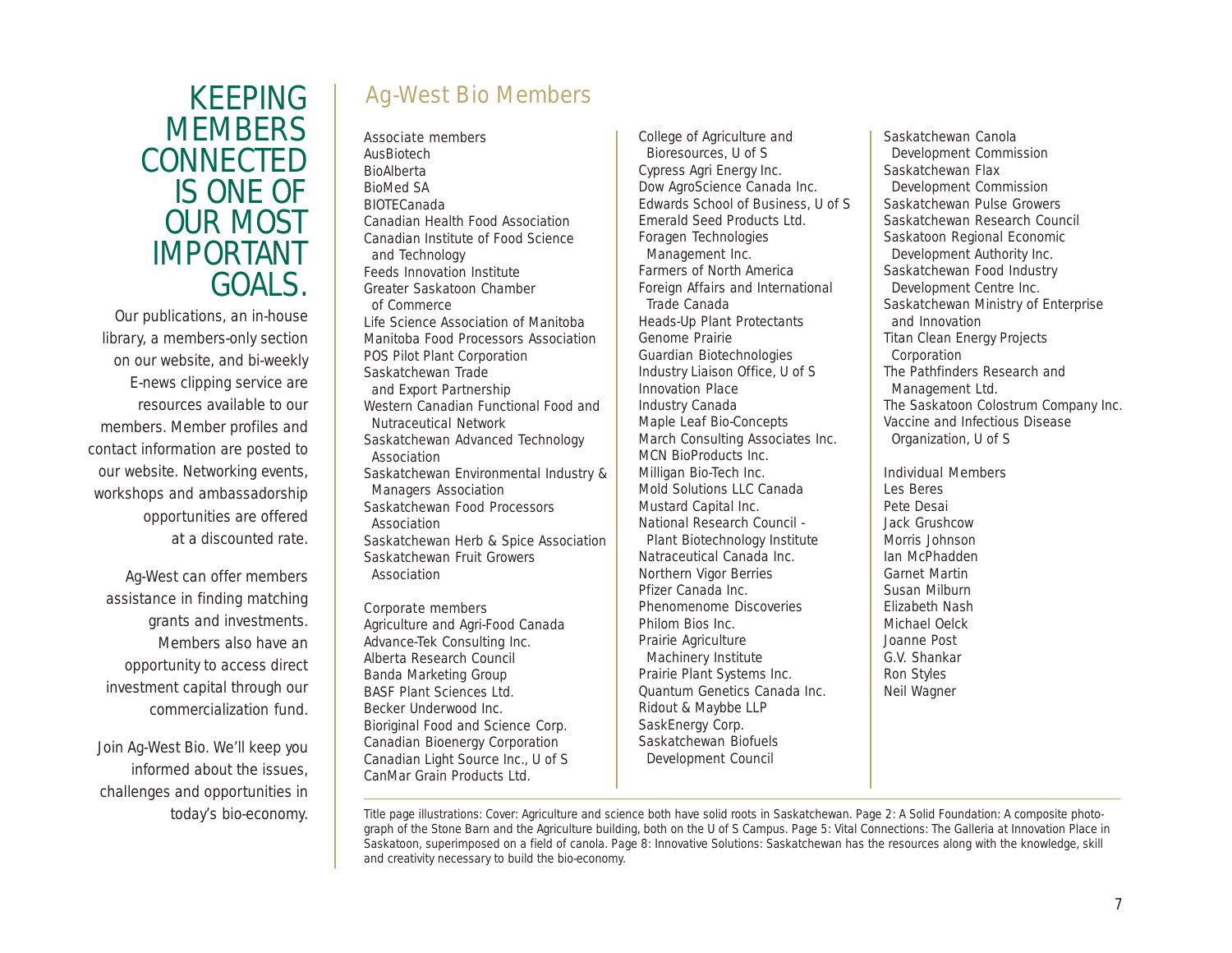# KEEPING MEMBERS CONNECTED IS ONE OF OUR MOST IMPORTANT GOALS.

Our publications, an in-house library, a members-only section on our website, and bi-weekly E-news clipping service are resources available to our members. Member profiles and contact information are posted to our website. Networking events, workshops and ambassadorship opportunities are offered at a discounted rate.

Ag-West can offer members assistance in finding matching grants and investments. Members also have an opportunity to access direct investment capital through our commercialization fund.

Join Ag-West Bio. We'll keep you informed about the issues, challenges and opportunities in today's bio-economy.

## Ag-West Bio Members

### Associate members

AusBiotech
BioAlberta
BioMed SA
BIOTECanada
Canadian Health Food Association
Canadian Institute of Food Science and Technology
Feeds Innovation Institute
Greater Saskatoon Chamber of Commerce
Life Science Association of Manitoba
Manitoba Food Processors Association
POS Pilot Plant Corporation
Saskatchewan Trade and Export Partnership
Western Canadian Functional Food and Nutraceutical Network
Saskatchewan Advanced Technology Association
Saskatchewan Environmental Industry & Managers Association
Saskatchewan Food Processors Association
Saskatchewan Herb & Spice Association
Saskatchewan Fruit Growers Association

### Corporate members

Agriculture and Agri-Food Canada
Advance-Tek Consulting Inc.
Alberta Research Council
Banda Marketing Group
BASF Plant Sciences Ltd.
Becker Underwood Inc.
Bioriginal Food and Science Corp.
Canadian Bioenergy Corporation
Canadian Light Source Inc., U of S
CanMar Grain Products Ltd.
College of Agriculture and Bioresources, U of S
Cypress Agri Energy Inc.
Dow AgroScience Canada Inc.
Edwards School of Business, U of S
Emerald Seed Products Ltd.
Foragen Technologies Management Inc.
Farmers of North America
Foreign Affairs and International Trade Canada
Heads-Up Plant Protectants
Genome Prairie
Guardian Biotechnologies
Industry Liaison Office, U of S
Innovation Place
Industry Canada
Maple Leaf Bio-Concepts
March Consulting Associates Inc.
MCN BioProducts Inc.
Milligan Bio-Tech Inc.
Mold Solutions LLC Canada
Mustard Capital Inc.
National Research Council - Plant Biotechnology Institute
Natraceutical Canada Inc.
Northern Vigor Berries
Pfizer Canada Inc.
Phenomenome Discoveries
Philom Bios Inc.
Prairie Agriculture Machinery Institute
Prairie Plant Systems Inc.
Quantum Genetics Canada Inc.
Ridout & Maybbe LLP
SaskEnergy Corp.
Saskatchewan Biofuels Development Council
Saskatchewan Canola Development Commission
Saskatchewan Flax Development Commission
Saskatchewan Pulse Growers
Saskatchewan Research Council
Saskatoon Regional Economic Development Authority Inc.
Saskatchewan Food Industry Development Centre Inc.
Saskatchewan Ministry of Enterprise and Innovation
Titan Clean Energy Projects Corporation
The Pathfinders Research and Management Ltd.
The Saskatoon Colostrum Company Inc.
Vaccine and Infectious Disease Organization, U of S

### Individual Members

Les Beres
Pete Desai
Jack Grushcow
Morris Johnson
Ian McPhadden
Garnet Martin
Susan Milburn
Elizabeth Nash
Michael Oelck
Joanne Post
G.V. Shankar
Ron Styles
Neil Wagner

Title page illustrations: Cover: Agriculture and science both have solid roots in Saskatchewan. Page 2: A Solid Foundation: A composite photograph of the Stone Barn and the Agriculture building, both on the U of S Campus. Page 5: Vital Connections: The Galleria at Innovation Place in Saskatoon, superimposed on a field of canola. Page 8: Innovative Solutions: Saskatchewan has the resources along with the knowledge, skill and creativity necessary to build the bio-economy.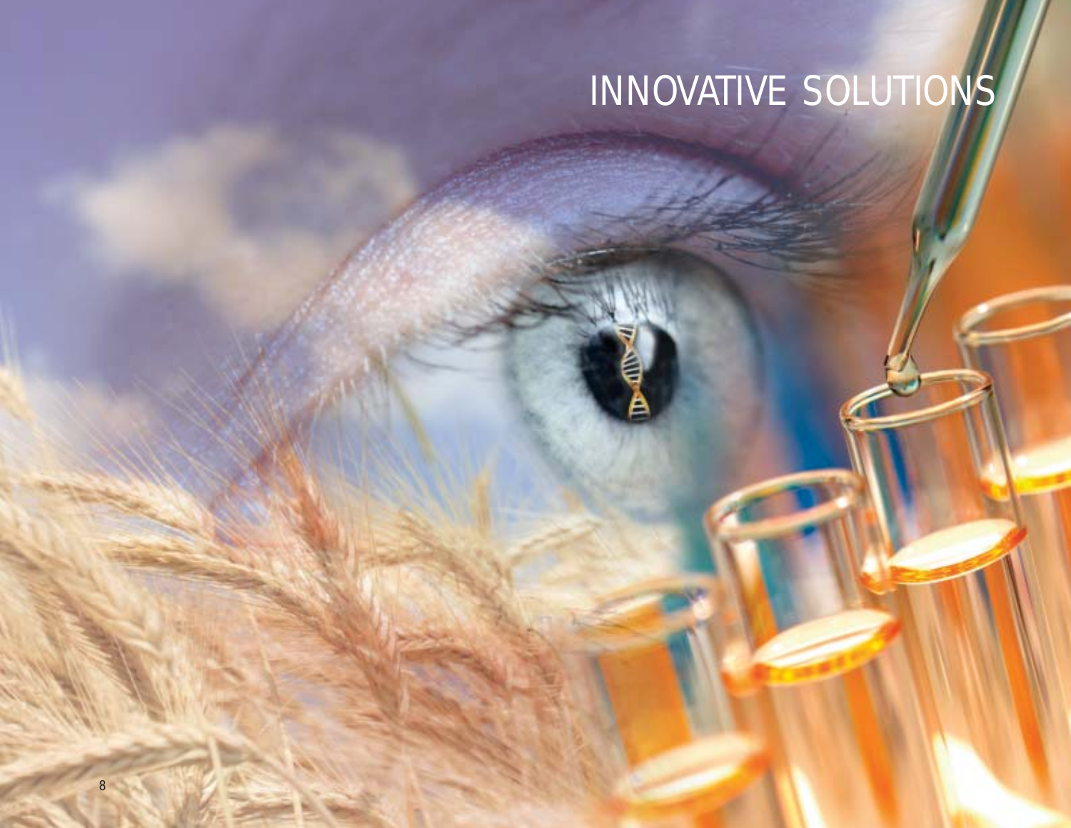# INNOVATIVE SOLUTIONS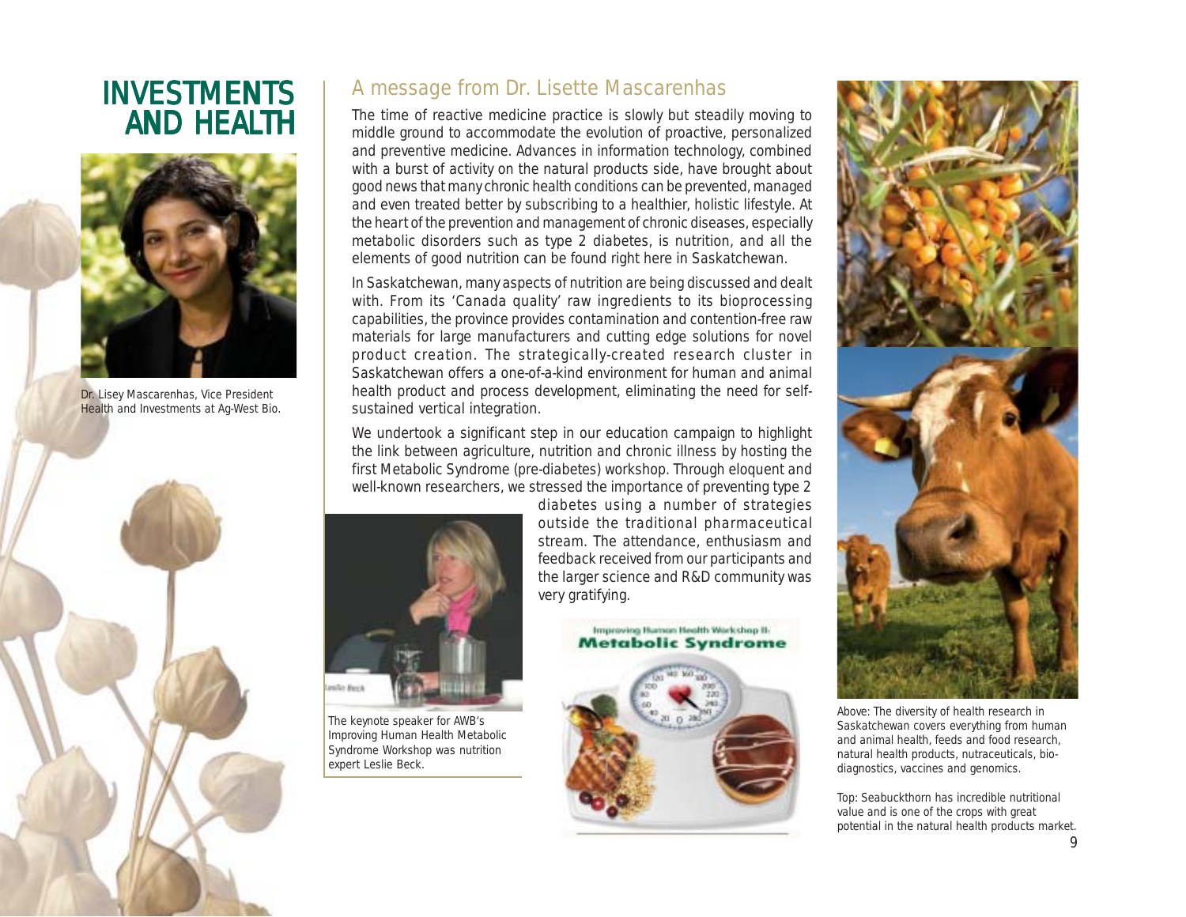# INVESTMENTS AND HEALTH

Dr. Lisey Mascarenhas, Vice President Health and Investments at Ag-West Bio.

## A message from Dr. Lisette Mascarenhas

The time of reactive medicine practice is slowly but steadily moving to middle ground to accommodate the evolution of proactive, personalized and preventive medicine. Advances in information technology, combined with a burst of activity on the natural products side, have brought about good news that many chronic health conditions can be prevented, managed and even treated better by subscribing to a healthier, holistic lifestyle. At the heart of the prevention and management of chronic diseases, especially metabolic disorders such as type 2 diabetes, is nutrition, and all the elements of good nutrition can be found right here in Saskatchewan.

In Saskatchewan, many aspects of nutrition are being discussed and dealt with. From its 'Canada quality' raw ingredients to its bioprocessing capabilities, the province provides contamination and contention-free raw materials for large manufacturers and cutting edge solutions for novel product creation. The strategically-created research cluster in Saskatchewan offers a one-of-a-kind environment for human and animal health product and process development, eliminating the need for self-sustained vertical integration.

We undertook a significant step in our education campaign to highlight the link between agriculture, nutrition and chronic illness by hosting the first Metabolic Syndrome (pre-diabetes) workshop. Through eloquent and well-known researchers, we stressed the importance of preventing type 2 diabetes using a number of strategies outside the traditional pharmaceutical stream. The attendance, enthusiasm and feedback received from our participants and the larger science and R&D community was very gratifying.

The keynote speaker for AWB's Improving Human Health Metabolic Syndrome Workshop was nutrition expert Leslie Beck.

Improving Human Health Workshop II: Metabolic Syndrome

Above: The diversity of health research in Saskatchewan covers everything from human and animal health, feeds and food research, natural health products, nutraceuticals, bio-diagnostics, vaccines and genomics.

Top: Seabuckthorn has incredible nutritional value and is one of the crops with great potential in the natural health products market.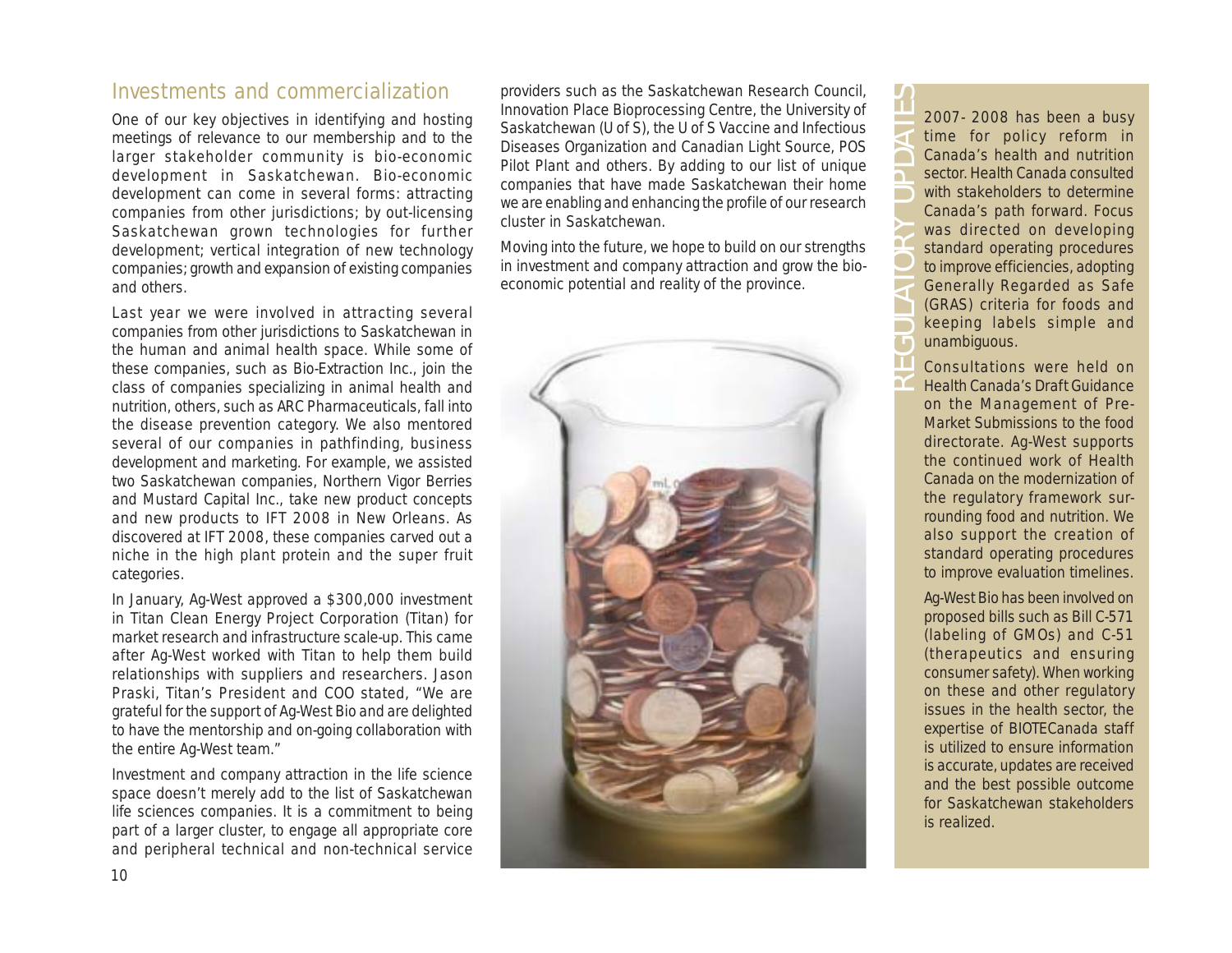## Investments and commercialization

One of our key objectives in identifying and hosting meetings of relevance to our membership and to the larger stakeholder community is bio-economic development in Saskatchewan. Bio-economic development can come in several forms: attracting companies from other jurisdictions; by out-licensing Saskatchewan grown technologies for further development; vertical integration of new technology companies; growth and expansion of existing companies and others.

Last year we were involved in attracting several companies from other jurisdictions to Saskatchewan in the human and animal health space. While some of these companies, such as Bio-Extraction Inc., join the class of companies specializing in animal health and nutrition, others, such as ARC Pharmaceuticals, fall into the disease prevention category. We also mentored several of our companies in pathfinding, business development and marketing. For example, we assisted two Saskatchewan companies, Northern Vigor Berries and Mustard Capital Inc., take new product concepts and new products to IFT 2008 in New Orleans. As discovered at IFT 2008, these companies carved out a niche in the high plant protein and the super fruit categories.

In January, Ag-West approved a $300,000 investment in Titan Clean Energy Project Corporation (Titan) for market research and infrastructure scale-up. This came after Ag-West worked with Titan to help them build relationships with suppliers and researchers. Jason Praski, Titan's President and COO stated, "We are grateful for the support of Ag-West Bio and are delighted to have the mentorship and on-going collaboration with the entire Ag-West team."

Investment and company attraction in the life science space doesn't merely add to the list of Saskatchewan life sciences companies. It is a commitment to being part of a larger cluster, to engage all appropriate core and peripheral technical and non-technical service providers such as the Saskatchewan Research Council, Innovation Place Bioprocessing Centre, the University of Saskatchewan (U of S), the U of S Vaccine and Infectious Diseases Organization and Canadian Light Source, POS Pilot Plant and others. By adding to our list of unique companies that have made Saskatchewan their home we are enabling and enhancing the profile of our research cluster in Saskatchewan.

Moving into the future, we hope to build on our strengths in investment and company attraction and grow the bio-economic potential and reality of the province.

## REGULATORY UPDATES

2007- 2008 has been a busy time for policy reform in Canada's health and nutrition sector. Health Canada consulted with stakeholders to determine Canada's path forward. Focus was directed on developing standard operating procedures to improve efficiencies, adopting Generally Regarded as Safe (GRAS) criteria for foods and keeping labels simple and unambiguous.

Consultations were held on Health Canada's Draft Guidance on the Management of Pre-Market Submissions to the food directorate. Ag-West supports the continued work of Health Canada on the modernization of the regulatory framework surrounding food and nutrition. We also support the creation of standard operating procedures to improve evaluation timelines.

Ag-West Bio has been involved on proposed bills such as Bill C-571 (labeling of GMOs) and C-51 (therapeutics and ensuring consumer safety). When working on these and other regulatory issues in the health sector, the expertise of BIOTECanada staff is utilized to ensure information is accurate, updates are received and the best possible outcome for Saskatchewan stakeholders is realized.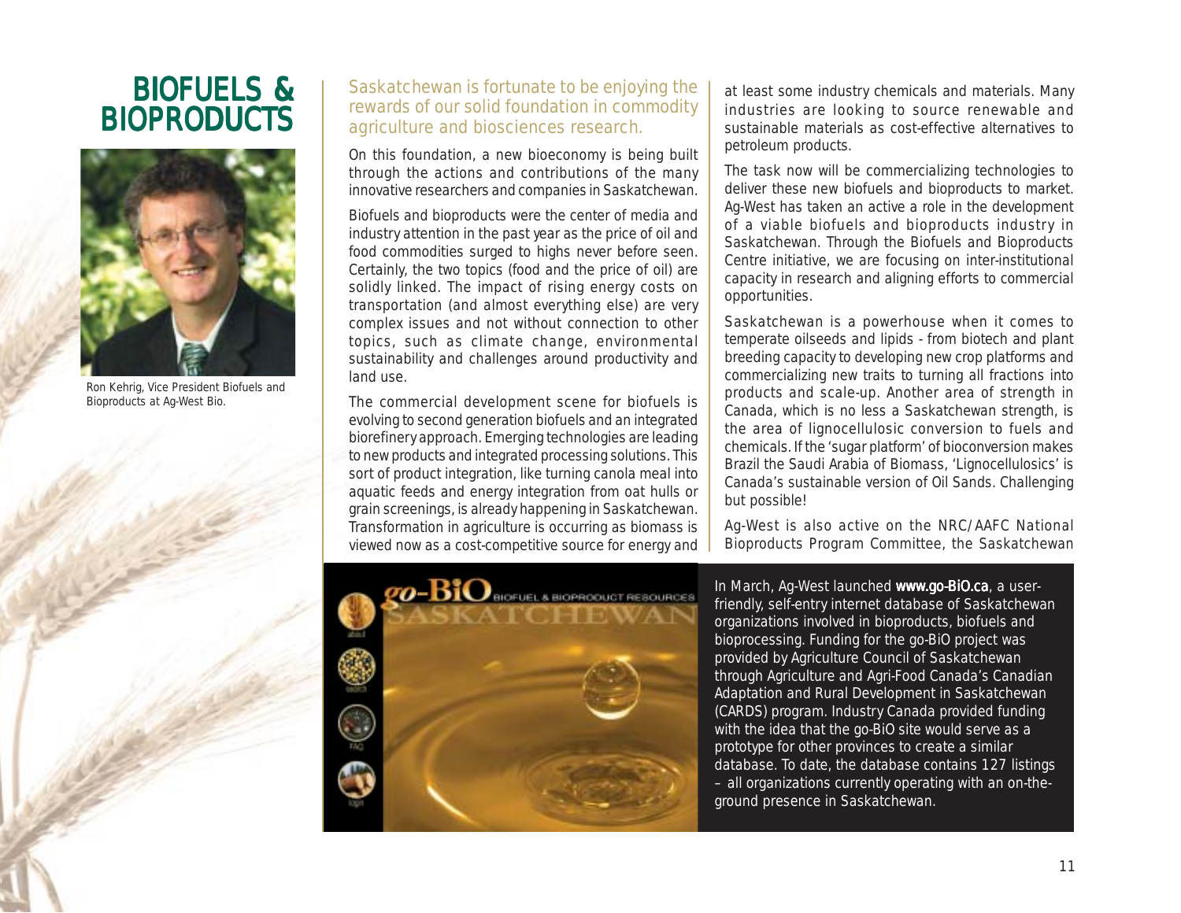# BIOFUELS & BIOPRODUCTS

Ron Kehrig, Vice President Biofuels and Bioproducts at Ag-West Bio.

Saskatchewan is fortunate to be enjoying the rewards of our solid foundation in commodity agriculture and biosciences research.

On this foundation, a new bioeconomy is being built through the actions and contributions of the many innovative researchers and companies in Saskatchewan.

Biofuels and bioproducts were the center of media and industry attention in the past year as the price of oil and food commodities surged to highs never before seen. Certainly, the two topics (food and the price of oil) are solidly linked. The impact of rising energy costs on transportation (and almost everything else) are very complex issues and not without connection to other topics, such as climate change, environmental sustainability and challenges around productivity and land use.

The commercial development scene for biofuels is evolving to second generation biofuels and an integrated biorefinery approach. Emerging technologies are leading to new products and integrated processing solutions. This sort of product integration, like turning canola meal into aquatic feeds and energy integration from oat hulls or grain screenings, is already happening in Saskatchewan. Transformation in agriculture is occurring as biomass is viewed now as a cost-competitive source for energy and at least some industry chemicals and materials. Many industries are looking to source renewable and sustainable materials as cost-effective alternatives to petroleum products.

The task now will be commercializing technologies to deliver these new biofuels and bioproducts to market. Ag-West has taken an active a role in the development of a viable biofuels and bioproducts industry in Saskatchewan. Through the Biofuels and Bioproducts Centre initiative, we are focusing on inter-institutional capacity in research and aligning efforts to commercial opportunities.

Saskatchewan is a powerhouse when it comes to temperate oilseeds and lipids - from biotech and plant breeding capacity to developing new crop platforms and commercializing new traits to turning all fractions into products and scale-up. Another area of strength in Canada, which is no less a Saskatchewan strength, is the area of lignocellulosic conversion to fuels and chemicals. If the 'sugar platform' of bioconversion makes Brazil the Saudi Arabia of Biomass, 'Lignocellulosics' is Canada's sustainable version of Oil Sands. Challenging but possible!

Ag-West is also active on the NRC/AAFC National Bioproducts Program Committee, the Saskatchewan

In March, Ag-West launched **www.go-BiO.ca**, a user-friendly, self-entry internet database of Saskatchewan organizations involved in bioproducts, biofuels and bioprocessing. Funding for the go-BiO project was provided by Agriculture Council of Saskatchewan through Agriculture and Agri-Food Canada's Canadian Adaptation and Rural Development in Saskatchewan (CARDS) program. Industry Canada provided funding with the idea that the go-BiO site would serve as a prototype for other provinces to create a similar database. To date, the database contains 127 listings – all organizations currently operating with an on-the-ground presence in Saskatchewan.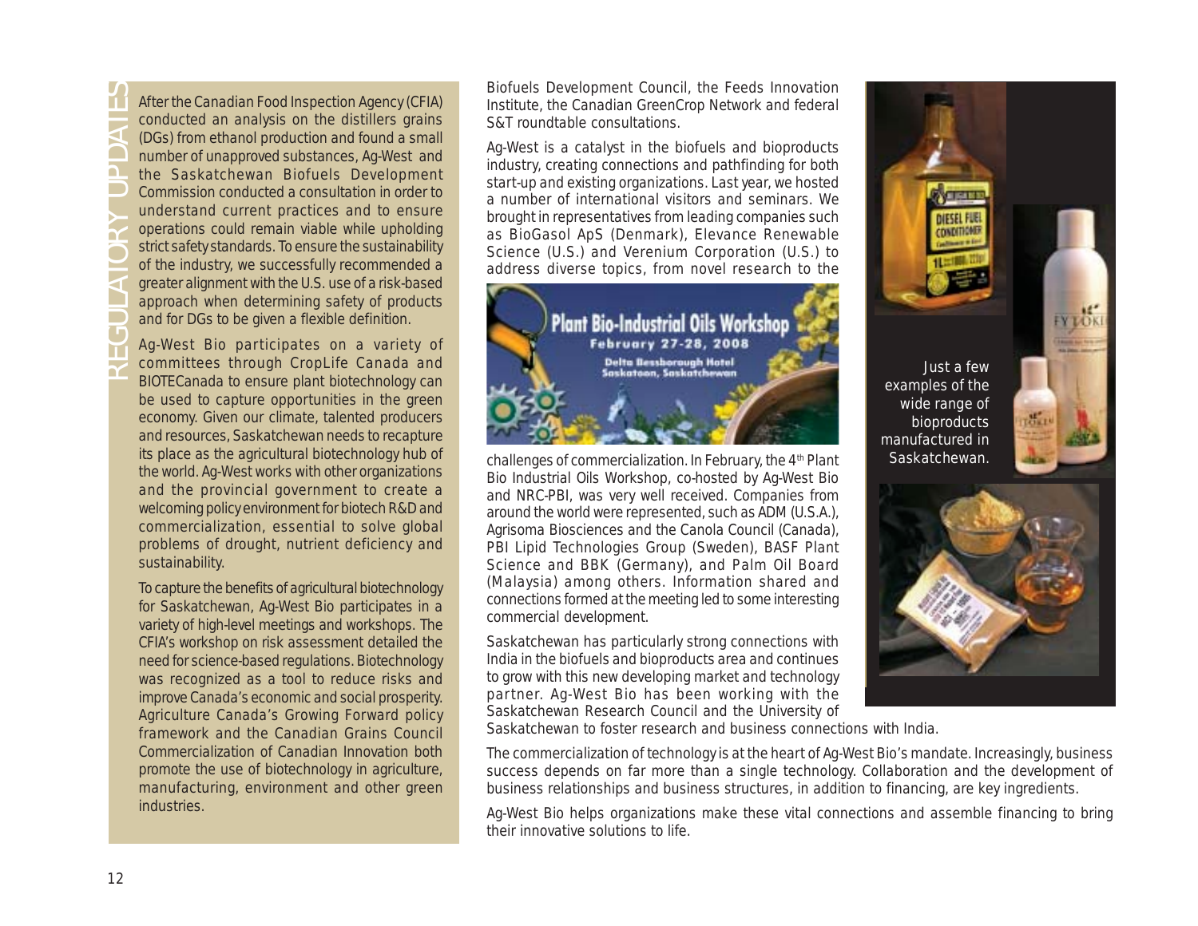## REGULATORY UPDATES

After the Canadian Food Inspection Agency (CFIA) conducted an analysis on the distillers grains (DGs) from ethanol production and found a small number of unapproved substances, Ag-West and the Saskatchewan Biofuels Development Commission conducted a consultation in order to understand current practices and to ensure operations could remain viable while upholding strict safety standards. To ensure the sustainability of the industry, we successfully recommended a greater alignment with the U.S. use of a risk-based approach when determining safety of products and for DGs to be given a flexible definition.

Ag-West Bio participates on a variety of committees through CropLife Canada and BIOTECanada to ensure plant biotechnology can be used to capture opportunities in the green economy. Given our climate, talented producers and resources, Saskatchewan needs to recapture its place as the agricultural biotechnology hub of the world. Ag-West works with other organizations and the provincial government to create a welcoming policy environment for biotech R&D and commercialization, essential to solve global problems of drought, nutrient deficiency and sustainability.

To capture the benefits of agricultural biotechnology for Saskatchewan, Ag-West Bio participates in a variety of high-level meetings and workshops. The CFIA's workshop on risk assessment detailed the need for science-based regulations. Biotechnology was recognized as a tool to reduce risks and improve Canada's economic and social prosperity. Agriculture Canada's Growing Forward policy framework and the Canadian Grains Council Commercialization of Canadian Innovation both promote the use of biotechnology in agriculture, manufacturing, environment and other green industries.

Biofuels Development Council, the Feeds Innovation Institute, the Canadian GreenCrop Network and federal S&T roundtable consultations.

Ag-West is a catalyst in the biofuels and bioproducts industry, creating connections and pathfinding for both start-up and existing organizations. Last year, we hosted a number of international visitors and seminars. We brought in representatives from leading companies such as BioGasol ApS (Denmark), Elevance Renewable Science (U.S.) and Verenium Corporation (U.S.) to address diverse topics, from novel research to the challenges of commercialization. In February, the 4th Plant Bio Industrial Oils Workshop, co-hosted by Ag-West Bio and NRC-PBI, was very well received. Companies from around the world were represented, such as ADM (U.S.A.), Agrisoma Biosciences and the Canola Council (Canada), PBI Lipid Technologies Group (Sweden), BASF Plant Science and BBK (Germany), and Palm Oil Board (Malaysia) among others. Information shared and connections formed at the meeting led to some interesting commercial development.

Plant Bio-Industrial Oils Workshop
February 27-28, 2008
Delta Bessborough Hotel
Saskatoon, Saskatchewan

Saskatchewan has particularly strong connections with India in the biofuels and bioproducts area and continues to grow with this new developing market and technology partner. Ag-West Bio has been working with the Saskatchewan Research Council and the University of Saskatchewan to foster research and business connections with India.

Just a few examples of the wide range of bioproducts manufactured in Saskatchewan.

The commercialization of technology is at the heart of Ag-West Bio's mandate. Increasingly, business success depends on far more than a single technology. Collaboration and the development of business relationships and business structures, in addition to financing, are key ingredients.

Ag-West Bio helps organizations make these vital connections and assemble financing to bring their innovative solutions to life.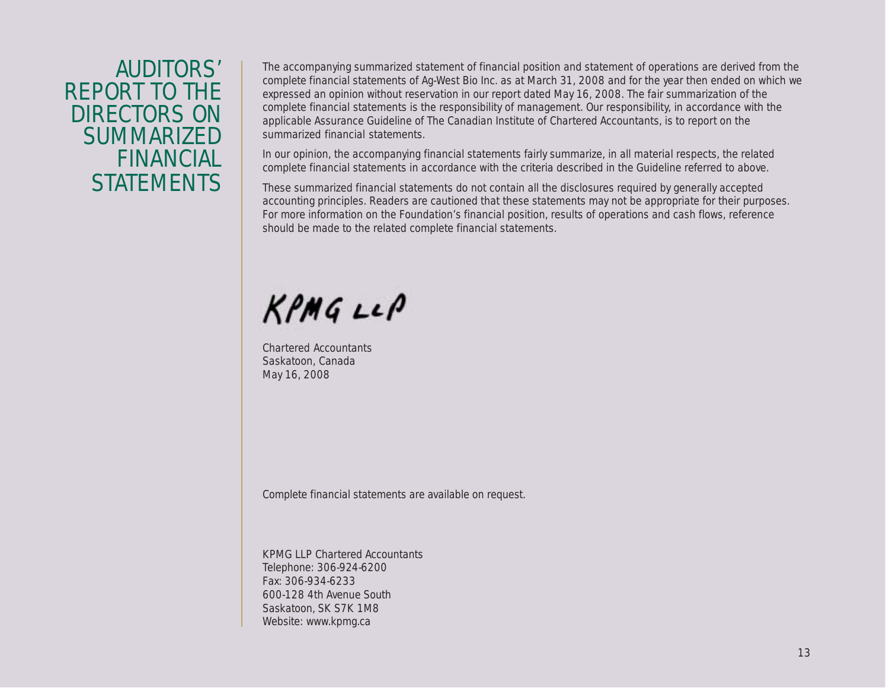# AUDITORS' REPORT TO THE DIRECTORS ON SUMMARIZED FINANCIAL STATEMENTS

The accompanying summarized statement of financial position and statement of operations are derived from the complete financial statements of Ag-West Bio Inc. as at March 31, 2008 and for the year then ended on which we expressed an opinion without reservation in our report dated May 16, 2008. The fair summarization of the complete financial statements is the responsibility of management. Our responsibility, in accordance with the applicable Assurance Guideline of The Canadian Institute of Chartered Accountants, is to report on the summarized financial statements.

In our opinion, the accompanying financial statements fairly summarize, in all material respects, the related complete financial statements in accordance with the criteria described in the Guideline referred to above.

These summarized financial statements do not contain all the disclosures required by generally accepted accounting principles. Readers are cautioned that these statements may not be appropriate for their purposes. For more information on the Foundation's financial position, results of operations and cash flows, reference should be made to the related complete financial statements.

KPMG LLP

Chartered Accountants
Saskatoon, Canada
May 16, 2008

Complete financial statements are available on request.

KPMG LLP Chartered Accountants
Telephone: 306-924-6200
Fax: 306-934-6233
600-128 4th Avenue South
Saskatoon, SK S7K 1M8
Website: www.kpmg.ca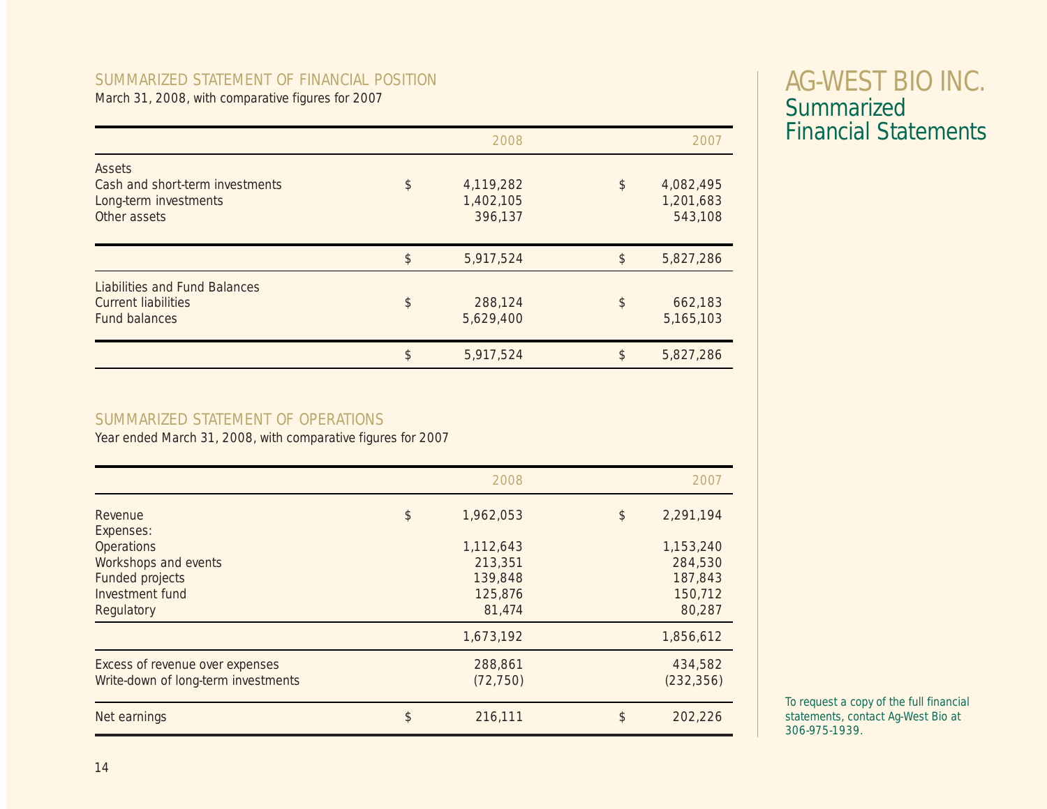# AG-WEST BIO INC.
## Summarized Financial Statements

### SUMMARIZED STATEMENT OF FINANCIAL POSITION

March 31, 2008, with comparative figures for 2007

| | | 2008 | | 2007 |
|---|---|---|---|---|
| **Assets** | | | | |
| Cash and short-term investments | $ | 4,119,282 | $ | 4,082,495 |
| Long-term investments | | 1,402,105 | | 1,201,683 |
| Other assets | | 396,137 | | 543,108 |
| | $ | 5,917,524 | $ | 5,827,286 |
| **Liabilities and Fund Balances** | | | | |
| Current liabilities | $ | 288,124 | $ | 662,183 |
| Fund balances | | 5,629,400 | | 5,165,103 |
| | $ | 5,917,524 | $ | 5,827,286 |

### SUMMARIZED STATEMENT OF OPERATIONS

Year ended March 31, 2008, with comparative figures for 2007

| | | 2008 | | 2007 |
|---|---|---|---|---|
| Revenue | $ | 1,962,053 | $ | 2,291,194 |
| Expenses: | | | | |
| Operations | | 1,112,643 | | 1,153,240 |
| Workshops and events | | 213,351 | | 284,530 |
| Funded projects | | 139,848 | | 187,843 |
| Investment fund | | 125,876 | | 150,712 |
| Regulatory | | 81,474 | | 80,287 |
| | | 1,673,192 | | 1,856,612 |
| Excess of revenue over expenses | | 288,861 | | 434,582 |
| Write-down of long-term investments | | (72,750) | | (232,356) |
| Net earnings | $ | 216,111 | $ | 202,226 |

To request a copy of the full financial statements, contact Ag-West Bio at 306-975-1939.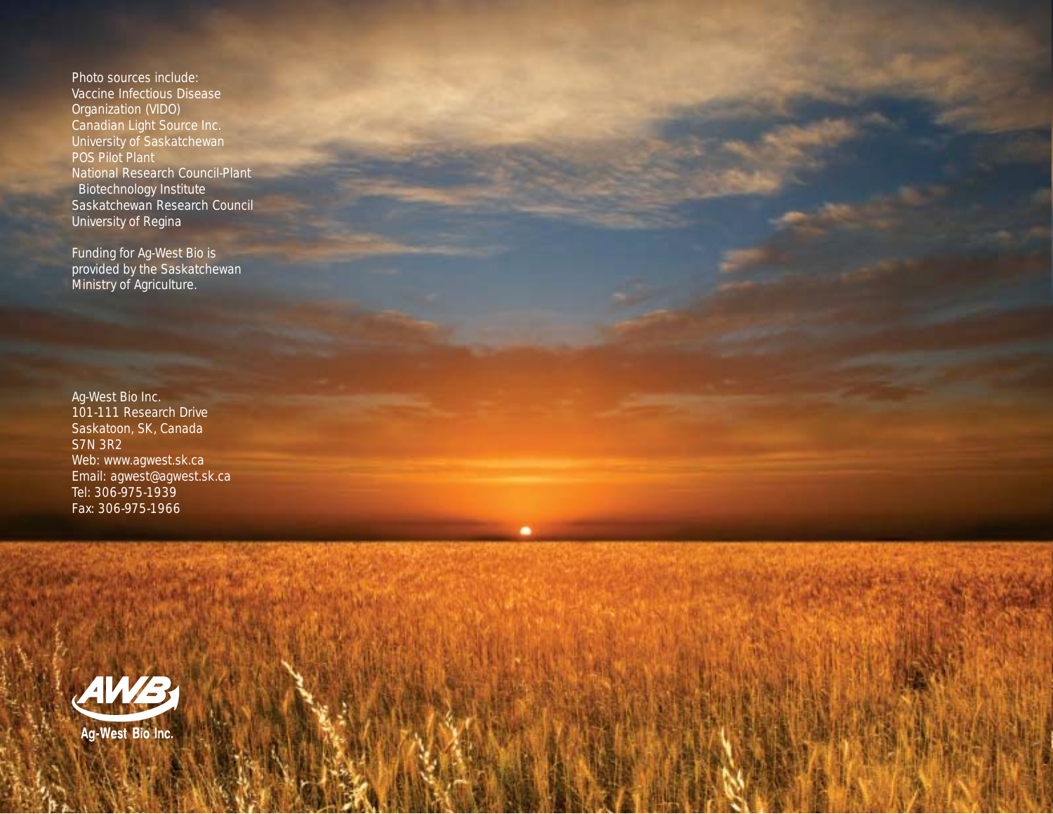Photo sources include:
Vaccine Infectious Disease Organization (VIDO)
Canadian Light Source Inc.
University of Saskatchewan
POS Pilot Plant
National Research Council-Plant Biotechnology Institute
Saskatchewan Research Council
University of Regina

Funding for Ag-West Bio is provided by the Saskatchewan Ministry of Agriculture.

Ag-West Bio Inc.
101-111 Research Drive
Saskatoon, SK, Canada
S7N 3R2
Web: www.agwest.sk.ca
Email: agwest@agwest.sk.ca
Tel: 306-975-1939
Fax: 306-975-1966

AWB
Ag-West Bio Inc.